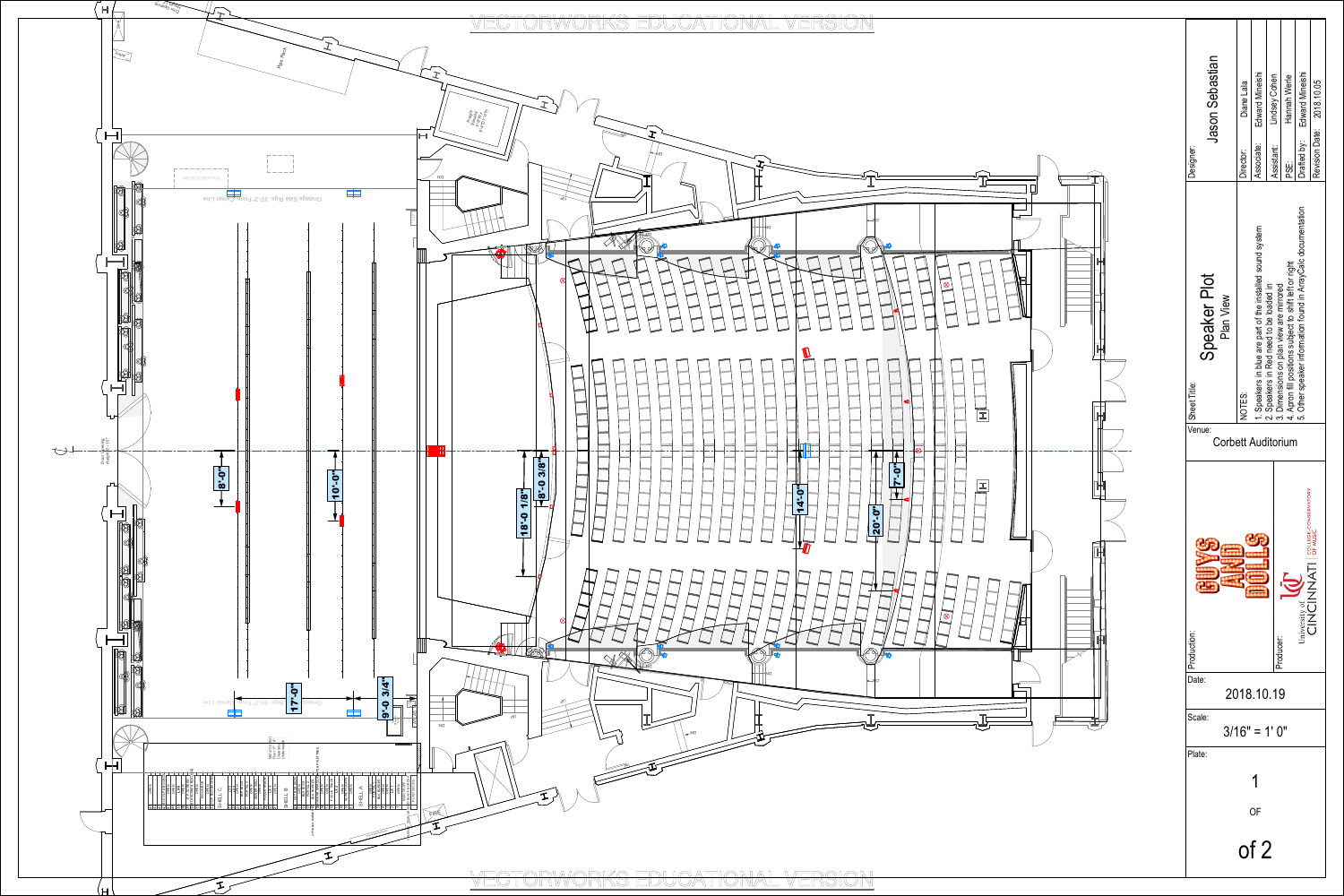VECTORWORKS EDUCATIONAL VERSION

Designer: Jason Sebastian

| | |
|---|---|
| Director: | Diane Lala |
| Associate: | Edward Mineishi |
| Assistant: | Lindsey Cohen |
| PSE: | Hannah Werle |
| Drafted by: | Edward Mineishi |
| Revision Date: | 2018.10.05 |

Sheet Title:

# Speaker Plot

## Plan View

NOTES:

1. Speakers in blue are part of the installed sound system
2. Speakers in Red need to be loaded in
3. Dimensions on plan view are mirrored
4. Apron fill positions subject to shift left or right
5. Other speaker information found in ArrayCalc documentation

Venue: Corbett Auditorium

Production: GUYS AND DOLLS

Producer: University of CINCINNATI | COLLEGE-CONSERVATORY OF MUSIC

Date: 2018.10.19

Scale: 3/16" = 1' 0"

Plate: 1 OF of 2

8'-0" | 10'-0" | 17'-0" | 9'-0 3/4" | 18'-0 1/8" | 8'-0 3/8" | 14'-0" | 20'-0" | 7'-0"

Onstage Side Rigs: 35'-7" From Plaster Line

SHELL C | SHELL B | SHELL A

VECTORWORKS EDUCATIONAL VERSION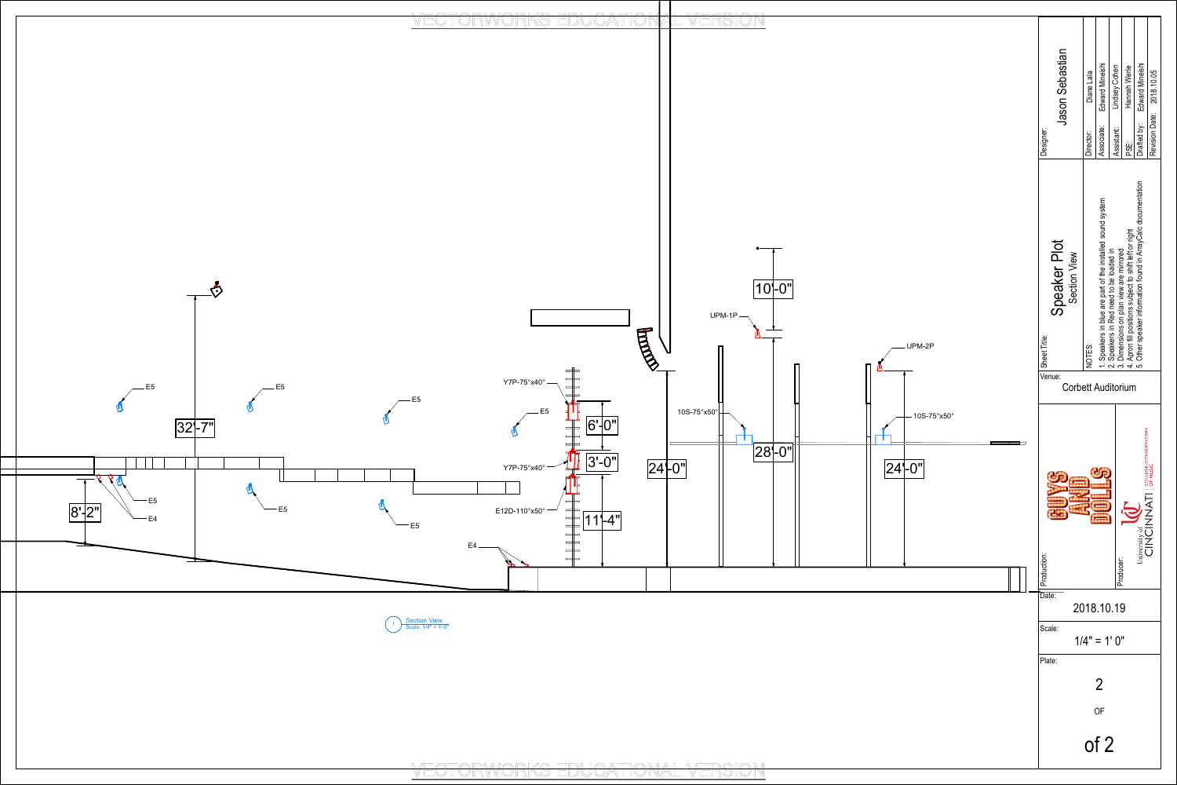VECTORWORKS EDUCATIONAL VERSION

E5

E5

E5

E5

32'-7"

8'-2"

E5

E4

E5

E5

Y7P-75°x40°

6'-0"

Y7P-75°x40°

3'-0"

E12D-110°x50°

11'-4"

E4

10'-0"

UPM-1P

UPM-2P

10S-75°x50°

10S-75°x50°

24'-0"

28'-0"

24'-0"

1 Section View
Scale: 1/4" = 1'-0"

VECTORWORKS EDUCATIONAL VERSION

Designer: Jason Sebastian

| | |
|---|---|
| Director: | Diane Lala |
| Associate: | Edward Mineishi |
| Assistant: | Lindsey Cohen |
| PSE: | Hannah Werle |
| Drafted by: | Edward Mineishi |
| Revision Date: | 2018.10.05 |

Sheet Title: **Speaker Plot**
Section View

NOTES:
1. Speakers in blue are part of the installed sound system
2. Speakers in Red need to be loaded in
3. Dimensions on plan view are mirrored
4. Apron fill positions subject to shift left or right
5. Other speaker information found in ArrayCalc documentation

Venue: Corbett Auditorium

Production: GUYS AND DOLLS

Producer: University of Cincinnati College-Conservatory of Music

Date: 2018.10.19

Scale: 1/4" = 1' 0"

Plate: 2 OF of 2